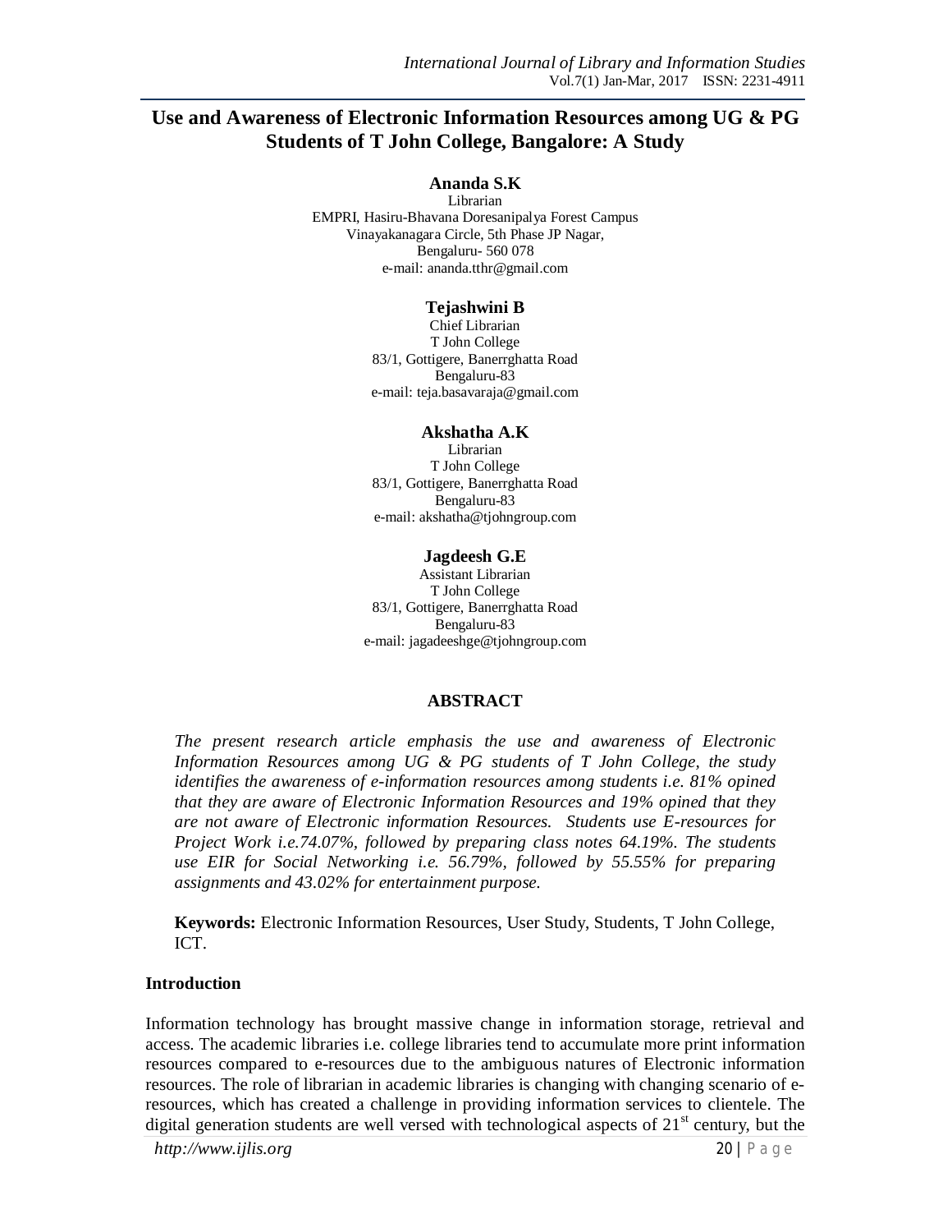# Use and Awareness of Electronic Information Resources among UG & PG Students of T John College, Bangalore: A Study

**Ananda S.K**
Librarian
EMPRI, Hasiru-Bhavana Doresanipalya Forest Campus
Vinayakanagara Circle, 5th Phase JP Nagar,
Bengaluru- 560 078
e-mail: ananda.tthr@gmail.com

**Tejashwini B**
Chief Librarian
T John College
83/1, Gottigere, Banerrghatta Road
Bengaluru-83
e-mail: teja.basavaraja@gmail.com

**Akshatha A.K**
Librarian
T John College
83/1, Gottigere, Banerrghatta Road
Bengaluru-83
e-mail: akshatha@tjohngroup.com

**Jagdeesh G.E**
Assistant Librarian
T John College
83/1, Gottigere, Banerrghatta Road
Bengaluru-83
e-mail: jagadeeshge@tjohngroup.com

## ABSTRACT

*The present research article emphasis the use and awareness of Electronic Information Resources among UG & PG students of T John College, the study identifies the awareness of e-information resources among students i.e. 81% opined that they are aware of Electronic Information Resources and 19% opined that they are not aware of Electronic information Resources. Students use E-resources for Project Work i.e.74.07%, followed by preparing class notes 64.19%. The students use EIR for Social Networking i.e. 56.79%, followed by 55.55% for preparing assignments and 43.02% for entertainment purpose.*

**Keywords:** Electronic Information Resources, User Study, Students, T John College, ICT.

## Introduction

Information technology has brought massive change in information storage, retrieval and access. The academic libraries i.e. college libraries tend to accumulate more print information resources compared to e-resources due to the ambiguous natures of Electronic information resources. The role of librarian in academic libraries is changing with changing scenario of e-resources, which has created a challenge in providing information services to clientele. The digital generation students are well versed with technological aspects of 21st century, but the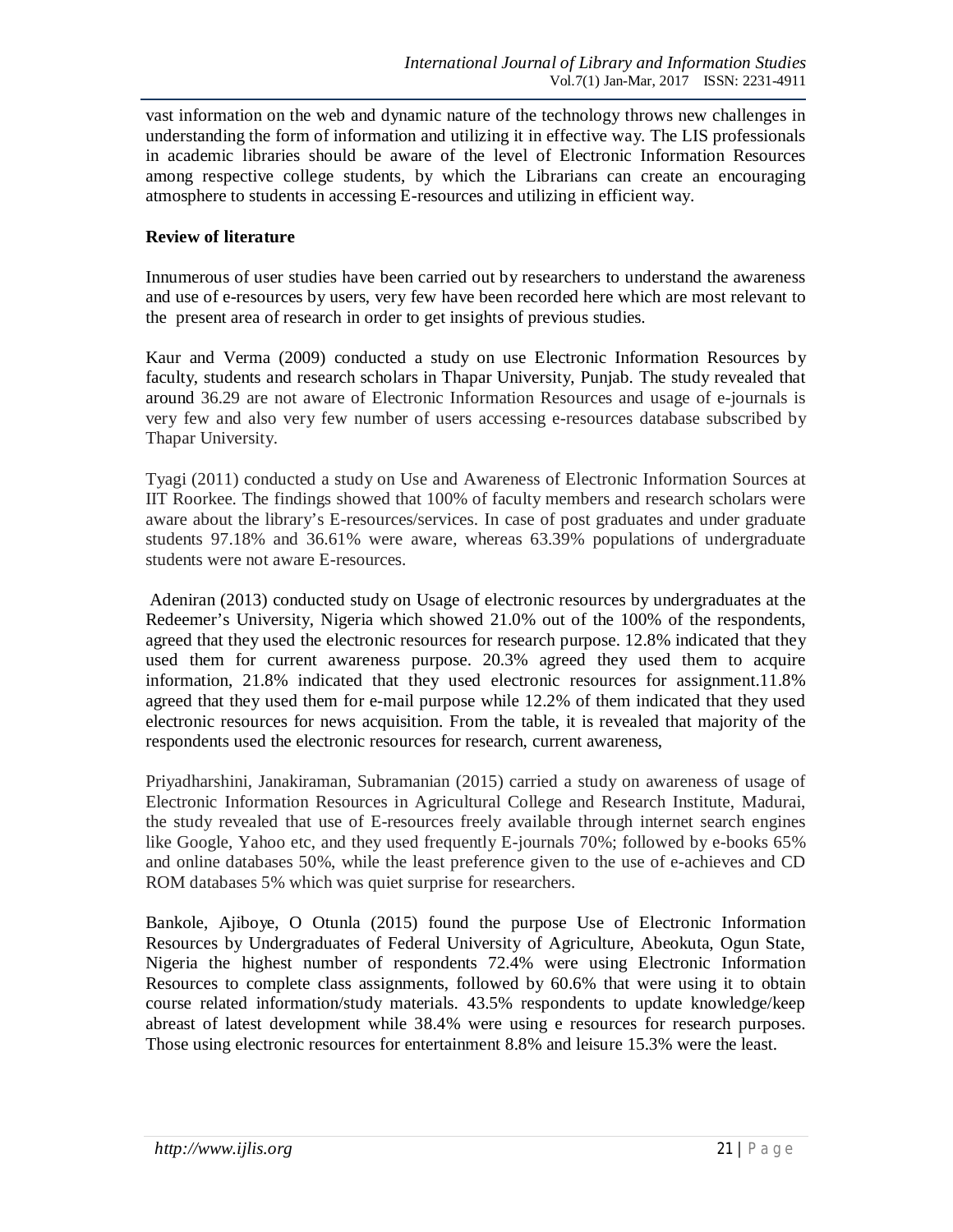vast information on the web and dynamic nature of the technology throws new challenges in understanding the form of information and utilizing it in effective way. The LIS professionals in academic libraries should be aware of the level of Electronic Information Resources among respective college students, by which the Librarians can create an encouraging atmosphere to students in accessing E-resources and utilizing in efficient way.

## Review of literature

Innumerous of user studies have been carried out by researchers to understand the awareness and use of e-resources by users, very few have been recorded here which are most relevant to the present area of research in order to get insights of previous studies.

Kaur and Verma (2009) conducted a study on use Electronic Information Resources by faculty, students and research scholars in Thapar University, Punjab. The study revealed that around 36.29 are not aware of Electronic Information Resources and usage of e-journals is very few and also very few number of users accessing e-resources database subscribed by Thapar University.

Tyagi (2011) conducted a study on Use and Awareness of Electronic Information Sources at IIT Roorkee. The findings showed that 100% of faculty members and research scholars were aware about the library's E-resources/services. In case of post graduates and under graduate students 97.18% and 36.61% were aware, whereas 63.39% populations of undergraduate students were not aware E-resources.

Adeniran (2013) conducted study on Usage of electronic resources by undergraduates at the Redeemer's University, Nigeria which showed 21.0% out of the 100% of the respondents, agreed that they used the electronic resources for research purpose. 12.8% indicated that they used them for current awareness purpose. 20.3% agreed they used them to acquire information, 21.8% indicated that they used electronic resources for assignment.11.8% agreed that they used them for e-mail purpose while 12.2% of them indicated that they used electronic resources for news acquisition. From the table, it is revealed that majority of the respondents used the electronic resources for research, current awareness,

Priyadharshini, Janakiraman, Subramanian (2015) carried a study on awareness of usage of Electronic Information Resources in Agricultural College and Research Institute, Madurai, the study revealed that use of E-resources freely available through internet search engines like Google, Yahoo etc, and they used frequently E-journals 70%; followed by e-books 65% and online databases 50%, while the least preference given to the use of e-achieves and CD ROM databases 5% which was quiet surprise for researchers.

Bankole, Ajiboye, O Otunla (2015) found the purpose Use of Electronic Information Resources by Undergraduates of Federal University of Agriculture, Abeokuta, Ogun State, Nigeria the highest number of respondents 72.4% were using Electronic Information Resources to complete class assignments, followed by 60.6% that were using it to obtain course related information/study materials. 43.5% respondents to update knowledge/keep abreast of latest development while 38.4% were using e resources for research purposes. Those using electronic resources for entertainment 8.8% and leisure 15.3% were the least.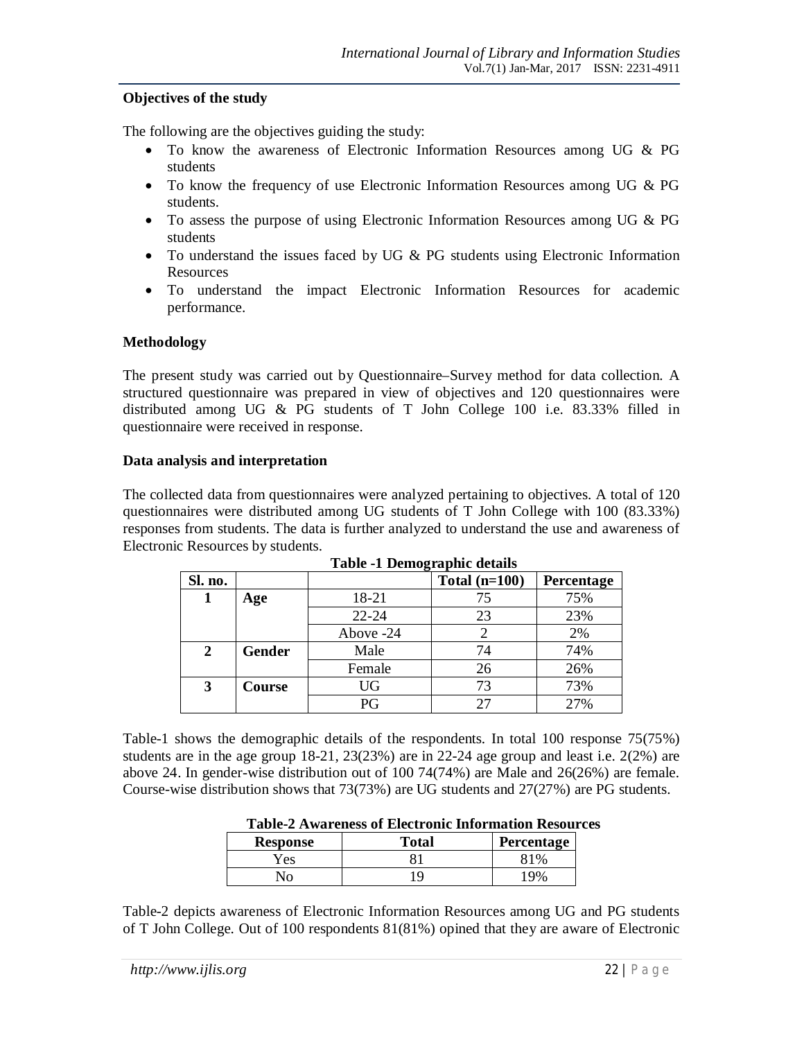**Objectives of the study**

The following are the objectives guiding the study:

- To know the awareness of Electronic Information Resources among UG & PG students
- To know the frequency of use Electronic Information Resources among UG & PG students.
- To assess the purpose of using Electronic Information Resources among UG & PG students
- To understand the issues faced by UG & PG students using Electronic Information Resources
- To understand the impact Electronic Information Resources for academic performance.

**Methodology**

The present study was carried out by Questionnaire–Survey method for data collection. A structured questionnaire was prepared in view of objectives and 120 questionnaires were distributed among UG & PG students of T John College 100 i.e. 83.33% filled in questionnaire were received in response.

**Data analysis and interpretation**

The collected data from questionnaires were analyzed pertaining to objectives. A total of 120 questionnaires were distributed among UG students of T John College with 100 (83.33%) responses from students. The data is further analyzed to understand the use and awareness of Electronic Resources by students.

**Table -1 Demographic details**

| Sl. no. | | | Total (n=100) | Percentage |
|---|---|---|---|---|
| **1** | **Age** | 18-21 | 75 | 75% |
| | | 22-24 | 23 | 23% |
| | | Above -24 | 2 | 2% |
| **2** | **Gender** | Male | 74 | 74% |
| | | Female | 26 | 26% |
| **3** | **Course** | UG | 73 | 73% |
| | | PG | 27 | 27% |

Table-1 shows the demographic details of the respondents. In total 100 response 75(75%) students are in the age group 18-21, 23(23%) are in 22-24 age group and least i.e. 2(2%) are above 24. In gender-wise distribution out of 100 74(74%) are Male and 26(26%) are female. Course-wise distribution shows that 73(73%) are UG students and 27(27%) are PG students.

**Table-2 Awareness of Electronic Information Resources**

| Response | Total | Percentage |
|---|---|---|
| Yes | 81 | 81% |
| No | 19 | 19% |

Table-2 depicts awareness of Electronic Information Resources among UG and PG students of T John College. Out of 100 respondents 81(81%) opined that they are aware of Electronic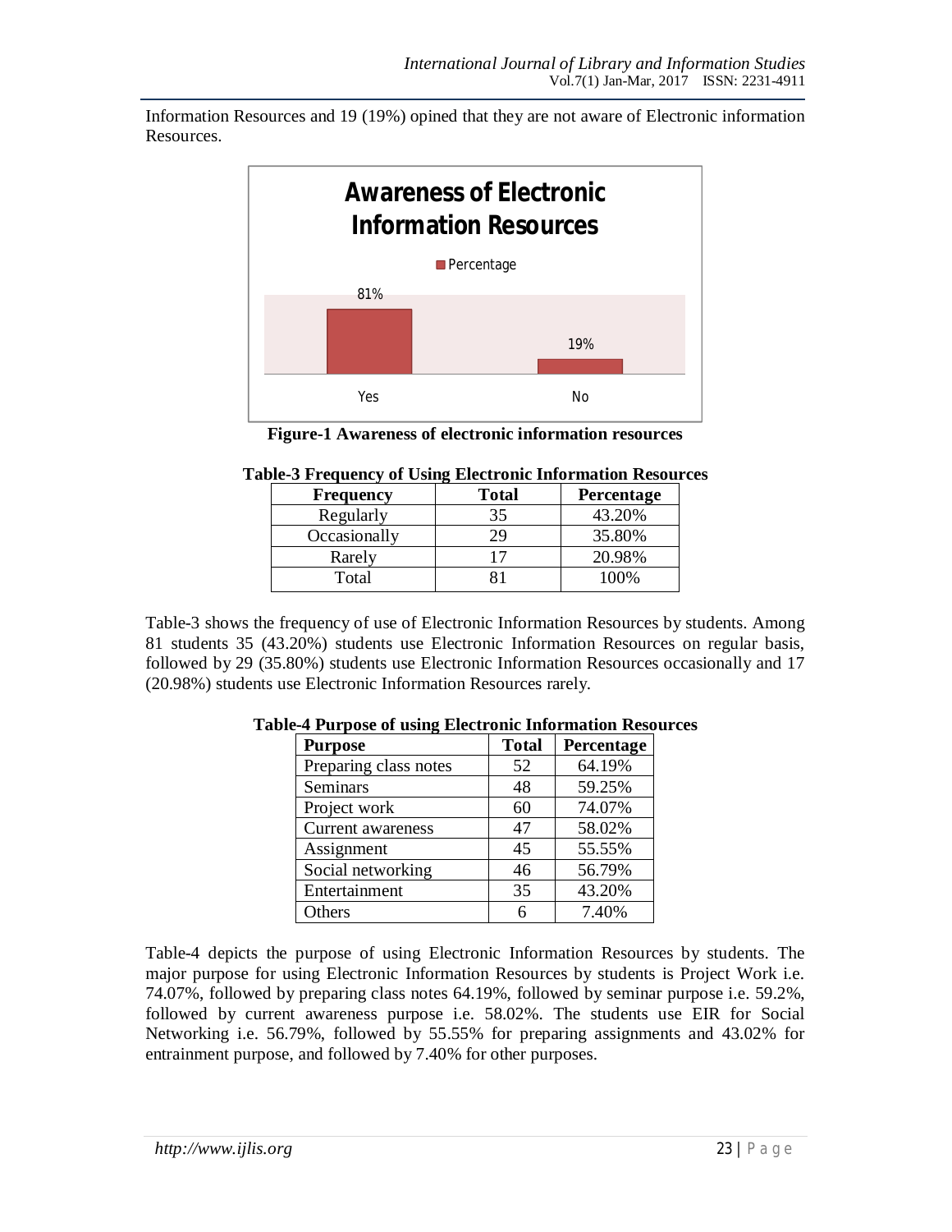Information Resources and 19 (19%) opined that they are not aware of Electronic information Resources.

**Figure-1 Awareness of electronic information resources**

**Table-3 Frequency of Using Electronic Information Resources**

| Frequency | Total | Percentage |
|---|---|---|
| Regularly | 35 | 43.20% |
| Occasionally | 29 | 35.80% |
| Rarely | 17 | 20.98% |
| Total | 81 | 100% |

Table-3 shows the frequency of use of Electronic Information Resources by students. Among 81 students 35 (43.20%) students use Electronic Information Resources on regular basis, followed by 29 (35.80%) students use Electronic Information Resources occasionally and 17 (20.98%) students use Electronic Information Resources rarely.

**Table-4 Purpose of using Electronic Information Resources**

| Purpose | Total | Percentage |
|---|---|---|
| Preparing class notes | 52 | 64.19% |
| Seminars | 48 | 59.25% |
| Project work | 60 | 74.07% |
| Current awareness | 47 | 58.02% |
| Assignment | 45 | 55.55% |
| Social networking | 46 | 56.79% |
| Entertainment | 35 | 43.20% |
| Others | 6 | 7.40% |

Table-4 depicts the purpose of using Electronic Information Resources by students. The major purpose for using Electronic Information Resources by students is Project Work i.e. 74.07%, followed by preparing class notes 64.19%, followed by seminar purpose i.e. 59.2%, followed by current awareness purpose i.e. 58.02%. The students use EIR for Social Networking i.e. 56.79%, followed by 55.55% for preparing assignments and 43.02% for entrainment purpose, and followed by 7.40% for other purposes.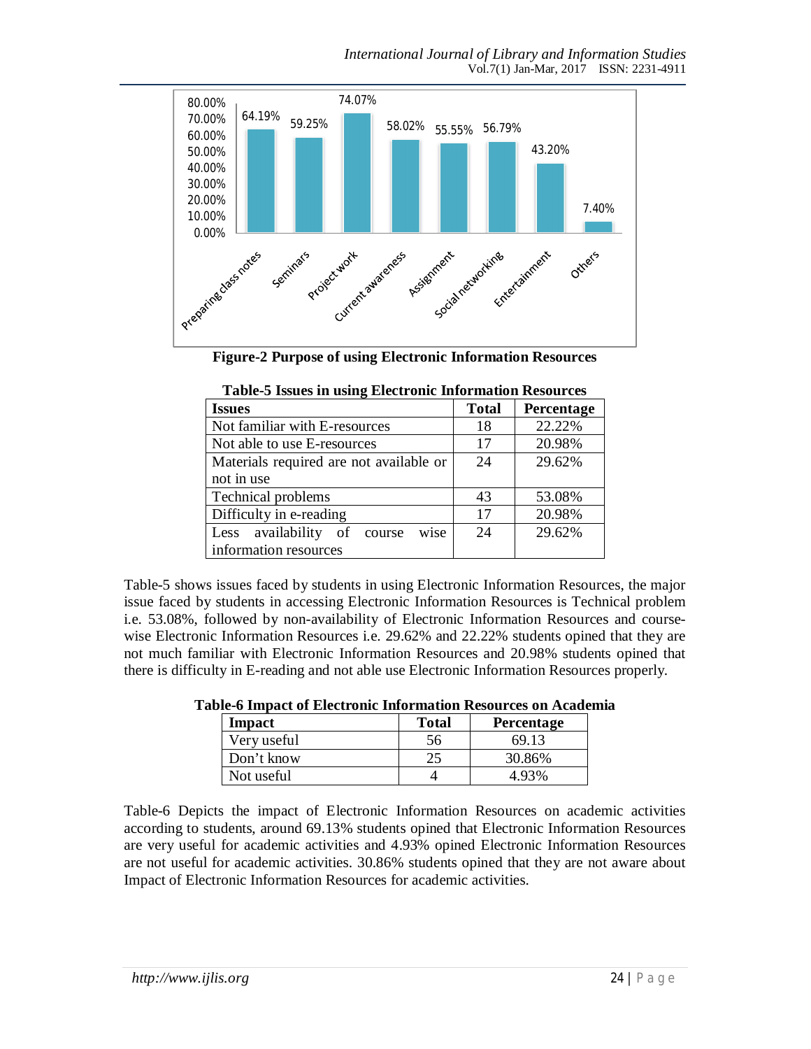**Figure-2 Purpose of using Electronic Information Resources**

**Table-5 Issues in using Electronic Information Resources**

| Issues | Total | Percentage |
|---|---|---|
| Not familiar with E-resources | 18 | 22.22% |
| Not able to use E-resources | 17 | 20.98% |
| Materials required are not available or not in use | 24 | 29.62% |
| Technical problems | 43 | 53.08% |
| Difficulty in e-reading | 17 | 20.98% |
| Less availability of course wise information resources | 24 | 29.62% |

Table-5 shows issues faced by students in using Electronic Information Resources, the major issue faced by students in accessing Electronic Information Resources is Technical problem i.e. 53.08%, followed by non-availability of Electronic Information Resources and course-wise Electronic Information Resources i.e. 29.62% and 22.22% students opined that they are not much familiar with Electronic Information Resources and 20.98% students opined that there is difficulty in E-reading and not able use Electronic Information Resources properly.

**Table-6 Impact of Electronic Information Resources on Academia**

| Impact | Total | Percentage |
|---|---|---|
| Very useful | 56 | 69.13 |
| Don't know | 25 | 30.86% |
| Not useful | 4 | 4.93% |

Table-6 Depicts the impact of Electronic Information Resources on academic activities according to students, around 69.13% students opined that Electronic Information Resources are very useful for academic activities and 4.93% opined Electronic Information Resources are not useful for academic activities. 30.86% students opined that they are not aware about Impact of Electronic Information Resources for academic activities.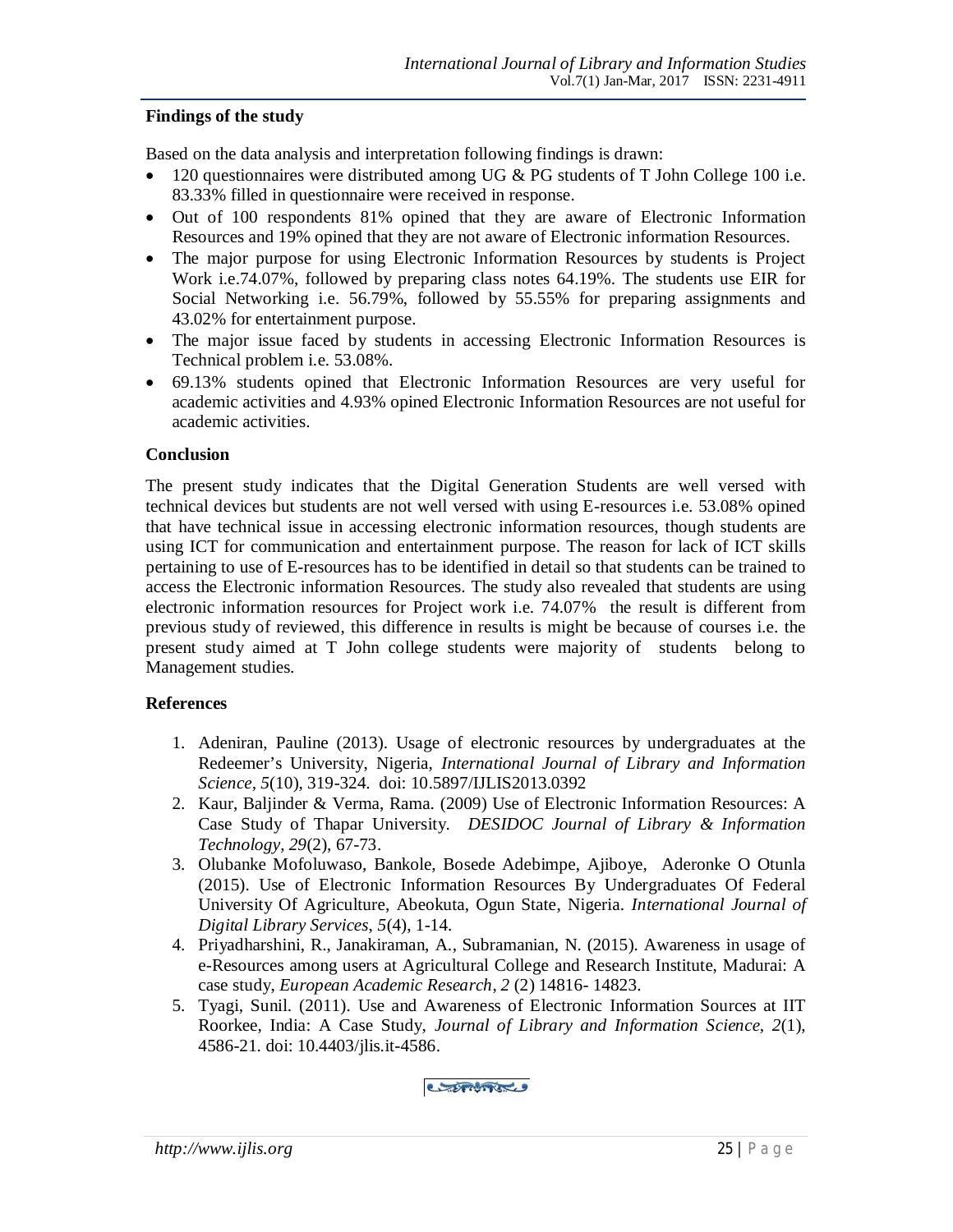## Findings of the study

Based on the data analysis and interpretation following findings is drawn:

- 120 questionnaires were distributed among UG & PG students of T John College 100 i.e. 83.33% filled in questionnaire were received in response.
- Out of 100 respondents 81% opined that they are aware of Electronic Information Resources and 19% opined that they are not aware of Electronic information Resources.
- The major purpose for using Electronic Information Resources by students is Project Work i.e.74.07%, followed by preparing class notes 64.19%. The students use EIR for Social Networking i.e. 56.79%, followed by 55.55% for preparing assignments and 43.02% for entertainment purpose.
- The major issue faced by students in accessing Electronic Information Resources is Technical problem i.e. 53.08%.
- 69.13% students opined that Electronic Information Resources are very useful for academic activities and 4.93% opined Electronic Information Resources are not useful for academic activities.

## Conclusion

The present study indicates that the Digital Generation Students are well versed with technical devices but students are not well versed with using E-resources i.e. 53.08% opined that have technical issue in accessing electronic information resources, though students are using ICT for communication and entertainment purpose. The reason for lack of ICT skills pertaining to use of E-resources has to be identified in detail so that students can be trained to access the Electronic information Resources. The study also revealed that students are using electronic information resources for Project work i.e. 74.07% the result is different from previous study of reviewed, this difference in results is might be because of courses i.e. the present study aimed at T John college students were majority of students belong to Management studies.

## References

1. Adeniran, Pauline (2013). Usage of electronic resources by undergraduates at the Redeemer's University, Nigeria, *International Journal of Library and Information Science, 5*(10), 319-324. doi: 10.5897/IJLIS2013.0392
2. Kaur, Baljinder & Verma, Rama. (2009) Use of Electronic Information Resources: A Case Study of Thapar University. *DESIDOC Journal of Library & Information Technology, 29*(2), 67-73.
3. Olubanke Mofoluwaso, Bankole, Bosede Adebimpe, Ajiboye, Aderonke O Otunla (2015). Use of Electronic Information Resources By Undergraduates Of Federal University Of Agriculture, Abeokuta, Ogun State, Nigeria. *International Journal of Digital Library Services, 5*(4), 1-14.
4. Priyadharshini, R., Janakiraman, A., Subramanian, N. (2015). Awareness in usage of e-Resources among users at Agricultural College and Research Institute, Madurai: A case study, *European Academic Research, 2* (2) 14816- 14823.
5. Tyagi, Sunil. (2011). Use and Awareness of Electronic Information Sources at IIT Roorkee, India: A Case Study, *Journal of Library and Information Science, 2*(1), 4586-21. doi: 10.4403/jlis.it-4586.